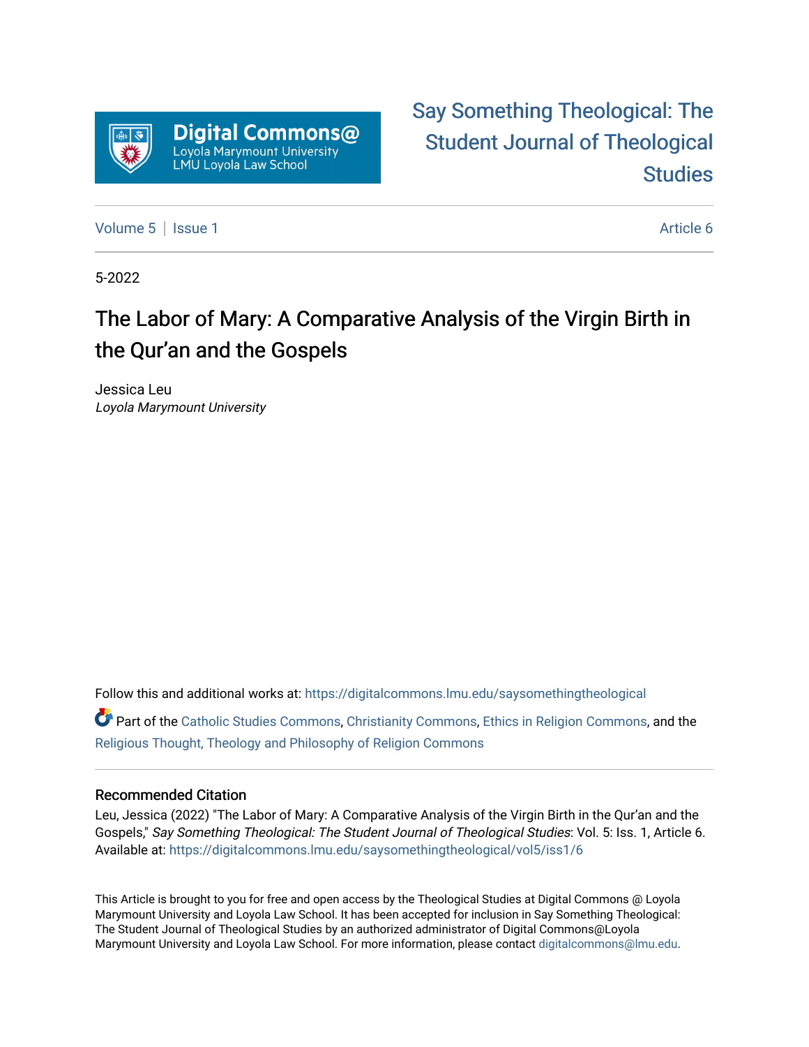Digital Commons@ Loyola Marymount University LMU Loyola Law School

Say Something Theological: The Student Journal of Theological Studies

Volume 5 | Issue 1 | Article 6

5-2022

# The Labor of Mary: A Comparative Analysis of the Virgin Birth in the Qur'an and the Gospels

Jessica Leu
*Loyola Marymount University*

Follow this and additional works at: https://digitalcommons.lmu.edu/saysomethingtheological

Part of the Catholic Studies Commons, Christianity Commons, Ethics in Religion Commons, and the Religious Thought, Theology and Philosophy of Religion Commons

## Recommended Citation

Leu, Jessica (2022) "The Labor of Mary: A Comparative Analysis of the Virgin Birth in the Qur'an and the Gospels," *Say Something Theological: The Student Journal of Theological Studies*: Vol. 5: Iss. 1, Article 6.
Available at: https://digitalcommons.lmu.edu/saysomethingtheological/vol5/iss1/6

This Article is brought to you for free and open access by the Theological Studies at Digital Commons @ Loyola Marymount University and Loyola Law School. It has been accepted for inclusion in Say Something Theological: The Student Journal of Theological Studies by an authorized administrator of Digital Commons@Loyola Marymount University and Loyola Law School. For more information, please contact digitalcommons@lmu.edu.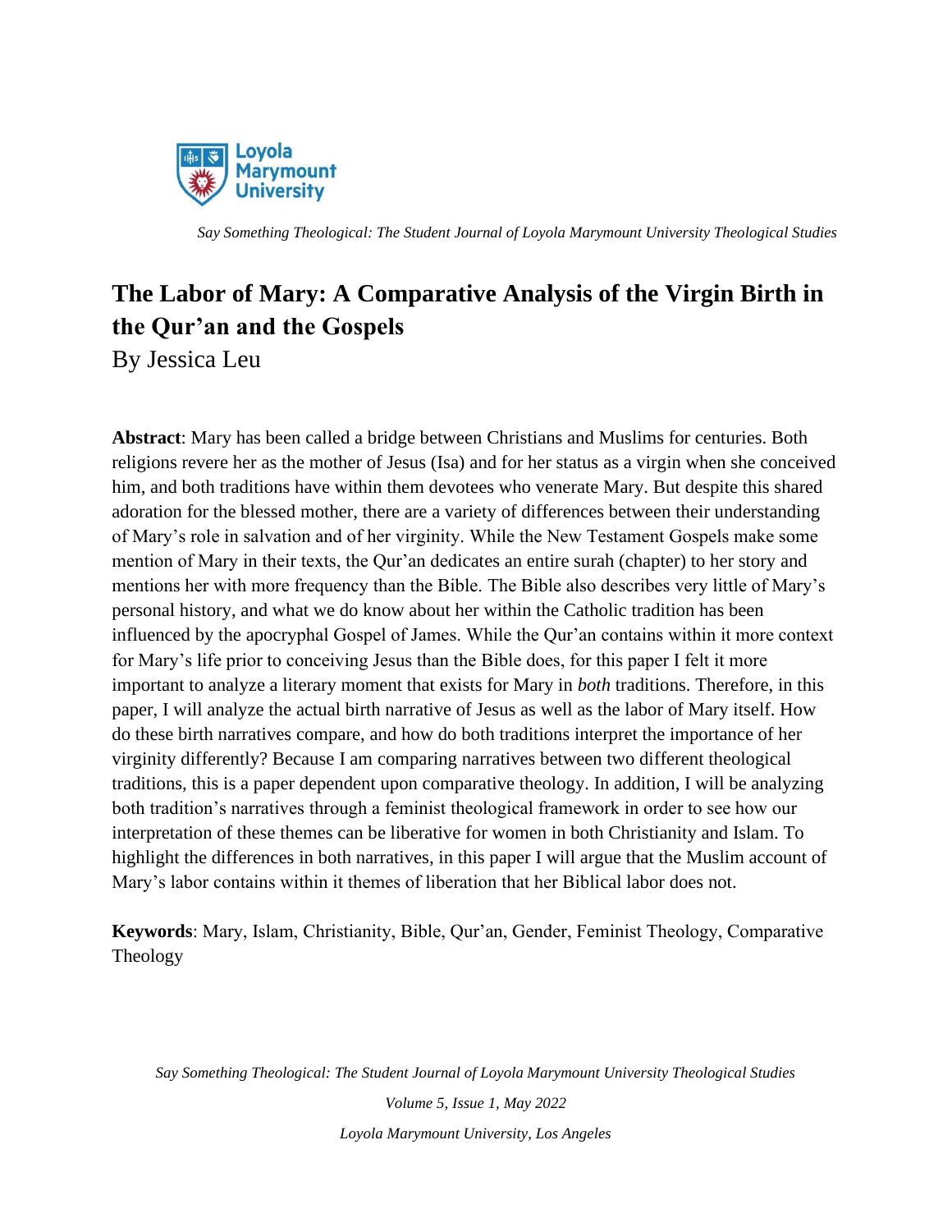# The Labor of Mary: A Comparative Analysis of the Virgin Birth in the Qur'an and the Gospels

By Jessica Leu

**Abstract**: Mary has been called a bridge between Christians and Muslims for centuries. Both religions revere her as the mother of Jesus (Isa) and for her status as a virgin when she conceived him, and both traditions have within them devotees who venerate Mary. But despite this shared adoration for the blessed mother, there are a variety of differences between their understanding of Mary's role in salvation and of her virginity. While the New Testament Gospels make some mention of Mary in their texts, the Qur'an dedicates an entire surah (chapter) to her story and mentions her with more frequency than the Bible. The Bible also describes very little of Mary's personal history, and what we do know about her within the Catholic tradition has been influenced by the apocryphal Gospel of James. While the Qur'an contains within it more context for Mary's life prior to conceiving Jesus than the Bible does, for this paper I felt it more important to analyze a literary moment that exists for Mary in *both* traditions. Therefore, in this paper, I will analyze the actual birth narrative of Jesus as well as the labor of Mary itself. How do these birth narratives compare, and how do both traditions interpret the importance of her virginity differently? Because I am comparing narratives between two different theological traditions, this is a paper dependent upon comparative theology. In addition, I will be analyzing both tradition's narratives through a feminist theological framework in order to see how our interpretation of these themes can be liberative for women in both Christianity and Islam. To highlight the differences in both narratives, in this paper I will argue that the Muslim account of Mary's labor contains within it themes of liberation that her Biblical labor does not.

**Keywords**: Mary, Islam, Christianity, Bible, Qur'an, Gender, Feminist Theology, Comparative Theology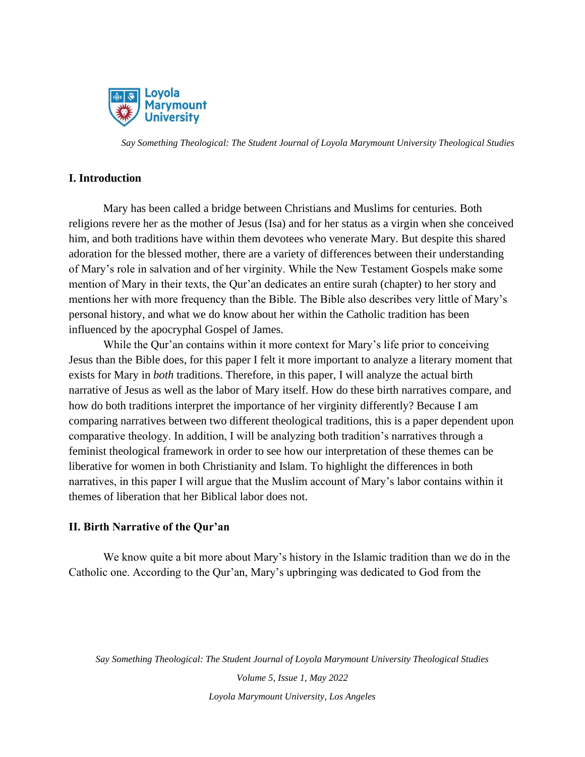## I. Introduction

Mary has been called a bridge between Christians and Muslims for centuries. Both religions revere her as the mother of Jesus (Isa) and for her status as a virgin when she conceived him, and both traditions have within them devotees who venerate Mary. But despite this shared adoration for the blessed mother, there are a variety of differences between their understanding of Mary's role in salvation and of her virginity. While the New Testament Gospels make some mention of Mary in their texts, the Qur'an dedicates an entire surah (chapter) to her story and mentions her with more frequency than the Bible. The Bible also describes very little of Mary's personal history, and what we do know about her within the Catholic tradition has been influenced by the apocryphal Gospel of James.

While the Qur'an contains within it more context for Mary's life prior to conceiving Jesus than the Bible does, for this paper I felt it more important to analyze a literary moment that exists for Mary in *both* traditions. Therefore, in this paper, I will analyze the actual birth narrative of Jesus as well as the labor of Mary itself. How do these birth narratives compare, and how do both traditions interpret the importance of her virginity differently? Because I am comparing narratives between two different theological traditions, this is a paper dependent upon comparative theology. In addition, I will be analyzing both tradition's narratives through a feminist theological framework in order to see how our interpretation of these themes can be liberative for women in both Christianity and Islam. To highlight the differences in both narratives, in this paper I will argue that the Muslim account of Mary's labor contains within it themes of liberation that her Biblical labor does not.

## II. Birth Narrative of the Qur'an

We know quite a bit more about Mary's history in the Islamic tradition than we do in the Catholic one. According to the Qur'an, Mary's upbringing was dedicated to God from the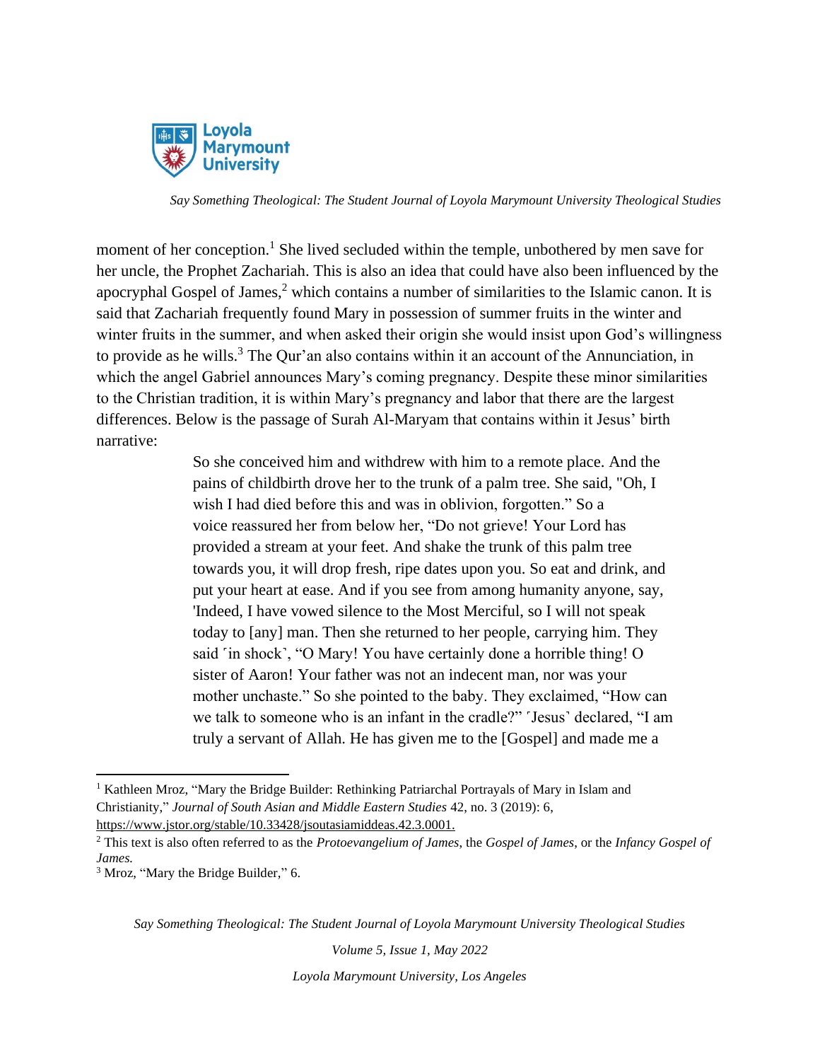moment of her conception.[1] She lived secluded within the temple, unbothered by men save for her uncle, the Prophet Zachariah. This is also an idea that could have also been influenced by the apocryphal Gospel of James,[2] which contains a number of similarities to the Islamic canon. It is said that Zachariah frequently found Mary in possession of summer fruits in the winter and winter fruits in the summer, and when asked their origin she would insist upon God's willingness to provide as he wills.[3] The Qur'an also contains within it an account of the Annunciation, in which the angel Gabriel announces Mary's coming pregnancy. Despite these minor similarities to the Christian tradition, it is within Mary's pregnancy and labor that there are the largest differences. Below is the passage of Surah Al-Maryam that contains within it Jesus' birth narrative:

> So she conceived him and withdrew with him to a remote place. And the pains of childbirth drove her to the trunk of a palm tree. She said, "Oh, I wish I had died before this and was in oblivion, forgotten." So a voice reassured her from below her, "Do not grieve! Your Lord has provided a stream at your feet. And shake the trunk of this palm tree towards you, it will drop fresh, ripe dates upon you. So eat and drink, and put your heart at ease. And if you see from among humanity anyone, say, 'Indeed, I have vowed silence to the Most Merciful, so I will not speak today to [any] man. Then she returned to her people, carrying him. They said ˹in shock˺, "O Mary! You have certainly done a horrible thing! O sister of Aaron! Your father was not an indecent man, nor was your mother unchaste." So she pointed to the baby. They exclaimed, "How can we talk to someone who is an infant in the cradle?" ˹Jesus˺ declared, "I am truly a servant of Allah. He has given me to the [Gospel] and made me a

---

[1] Kathleen Mroz, "Mary the Bridge Builder: Rethinking Patriarchal Portrayals of Mary in Islam and Christianity," *Journal of South Asian and Middle Eastern Studies* 42, no. 3 (2019): 6, https://www.jstor.org/stable/10.33428/jsoutasiamiddeas.42.3.0001.

[2] This text is also often referred to as the *Protoevangelium of James*, the *Gospel of James*, or the *Infancy Gospel of James.*

[3] Mroz, "Mary the Bridge Builder," 6.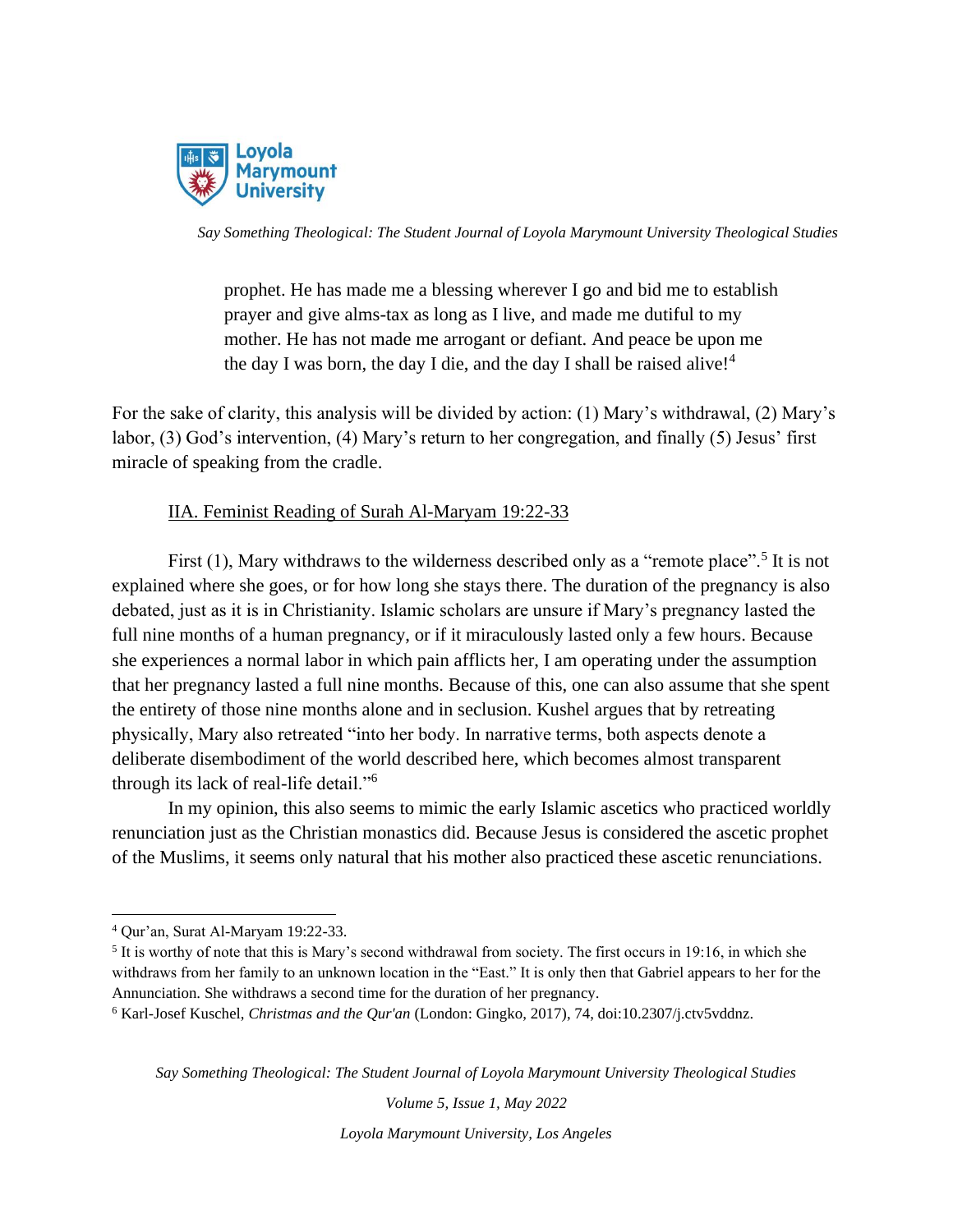> prophet. He has made me a blessing wherever I go and bid me to establish prayer and give alms-tax as long as I live, and made me dutiful to my mother. He has not made me arrogant or defiant. And peace be upon me the day I was born, the day I die, and the day I shall be raised alive![4]

For the sake of clarity, this analysis will be divided by action: (1) Mary's withdrawal, (2) Mary's labor, (3) God's intervention, (4) Mary's return to her congregation, and finally (5) Jesus' first miracle of speaking from the cradle.

### IIA. Feminist Reading of Surah Al-Maryam 19:22-33

First (1), Mary withdraws to the wilderness described only as a "remote place".[5] It is not explained where she goes, or for how long she stays there. The duration of the pregnancy is also debated, just as it is in Christianity. Islamic scholars are unsure if Mary's pregnancy lasted the full nine months of a human pregnancy, or if it miraculously lasted only a few hours. Because she experiences a normal labor in which pain afflicts her, I am operating under the assumption that her pregnancy lasted a full nine months. Because of this, one can also assume that she spent the entirety of those nine months alone and in seclusion. Kushel argues that by retreating physically, Mary also retreated "into her body. In narrative terms, both aspects denote a deliberate disembodiment of the world described here, which becomes almost transparent through its lack of real-life detail."[6]

In my opinion, this also seems to mimic the early Islamic ascetics who practiced worldly renunciation just as the Christian monastics did. Because Jesus is considered the ascetic prophet of the Muslims, it seems only natural that his mother also practiced these ascetic renunciations.

---

[4] Qur'an, Surat Al-Maryam 19:22-33.

[5] It is worthy of note that this is Mary's second withdrawal from society. The first occurs in 19:16, in which she withdraws from her family to an unknown location in the "East." It is only then that Gabriel appears to her for the Annunciation. She withdraws a second time for the duration of her pregnancy.

[6] Karl-Josef Kuschel, *Christmas and the Qur'an* (London: Gingko, 2017), 74, doi:10.2307/j.ctv5vddnz.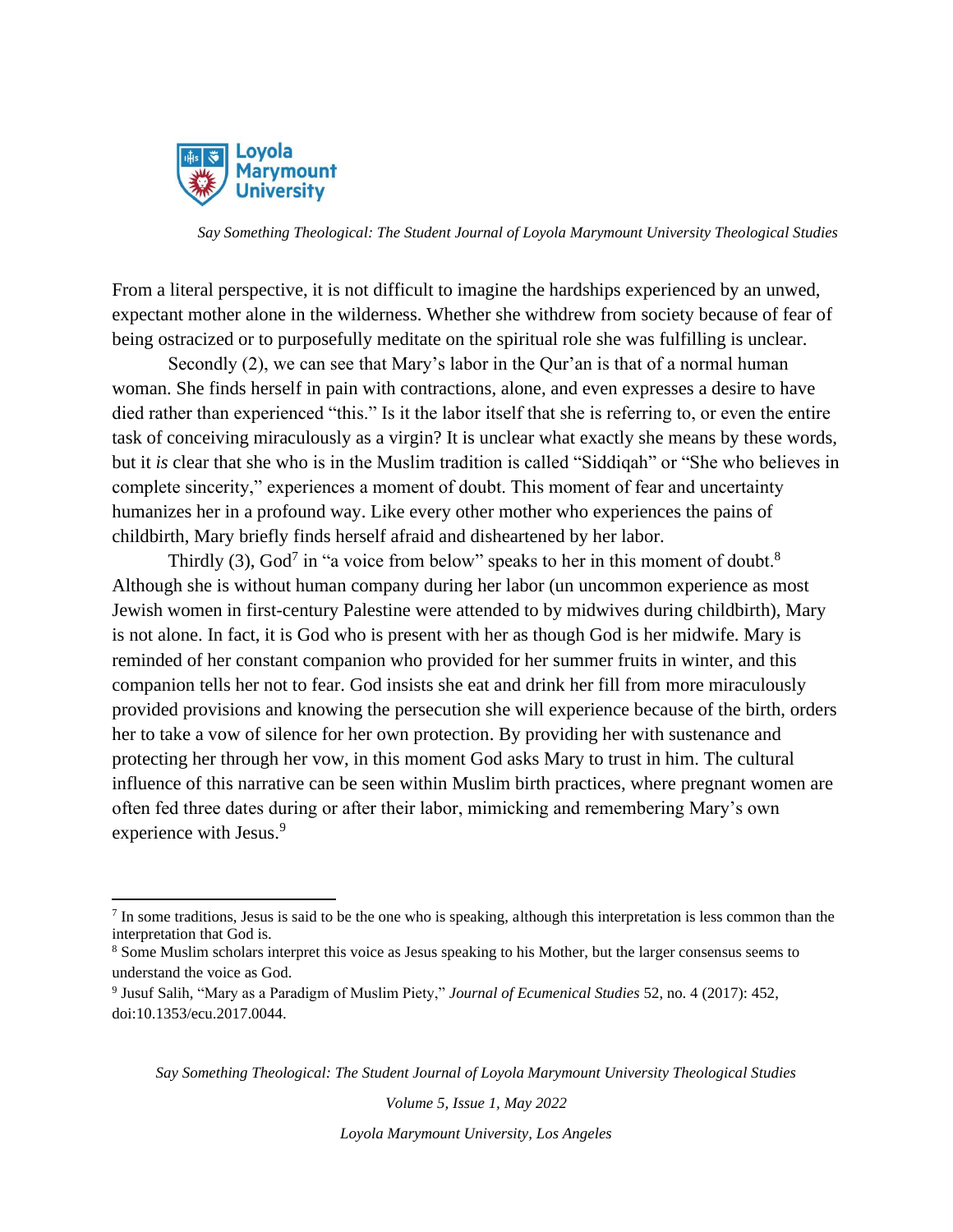From a literal perspective, it is not difficult to imagine the hardships experienced by an unwed, expectant mother alone in the wilderness. Whether she withdrew from society because of fear of being ostracized or to purposefully meditate on the spiritual role she was fulfilling is unclear.

Secondly (2), we can see that Mary's labor in the Qur'an is that of a normal human woman. She finds herself in pain with contractions, alone, and even expresses a desire to have died rather than experienced "this." Is it the labor itself that she is referring to, or even the entire task of conceiving miraculously as a virgin? It is unclear what exactly she means by these words, but it *is* clear that she who is in the Muslim tradition is called "Siddiqah" or "She who believes in complete sincerity," experiences a moment of doubt. This moment of fear and uncertainty humanizes her in a profound way. Like every other mother who experiences the pains of childbirth, Mary briefly finds herself afraid and disheartened by her labor.

Thirdly (3), God[7] in "a voice from below" speaks to her in this moment of doubt.[8] Although she is without human company during her labor (un uncommon experience as most Jewish women in first-century Palestine were attended to by midwives during childbirth), Mary is not alone. In fact, it is God who is present with her as though God is her midwife. Mary is reminded of her constant companion who provided for her summer fruits in winter, and this companion tells her not to fear. God insists she eat and drink her fill from more miraculously provided provisions and knowing the persecution she will experience because of the birth, orders her to take a vow of silence for her own protection. By providing her with sustenance and protecting her through her vow, in this moment God asks Mary to trust in him. The cultural influence of this narrative can be seen within Muslim birth practices, where pregnant women are often fed three dates during or after their labor, mimicking and remembering Mary's own experience with Jesus.[9]

---

[7] In some traditions, Jesus is said to be the one who is speaking, although this interpretation is less common than the interpretation that God is.

[8] Some Muslim scholars interpret this voice as Jesus speaking to his Mother, but the larger consensus seems to understand the voice as God.

[9] Jusuf Salih, "Mary as a Paradigm of Muslim Piety," *Journal of Ecumenical Studies* 52, no. 4 (2017): 452, doi:10.1353/ecu.2017.0044.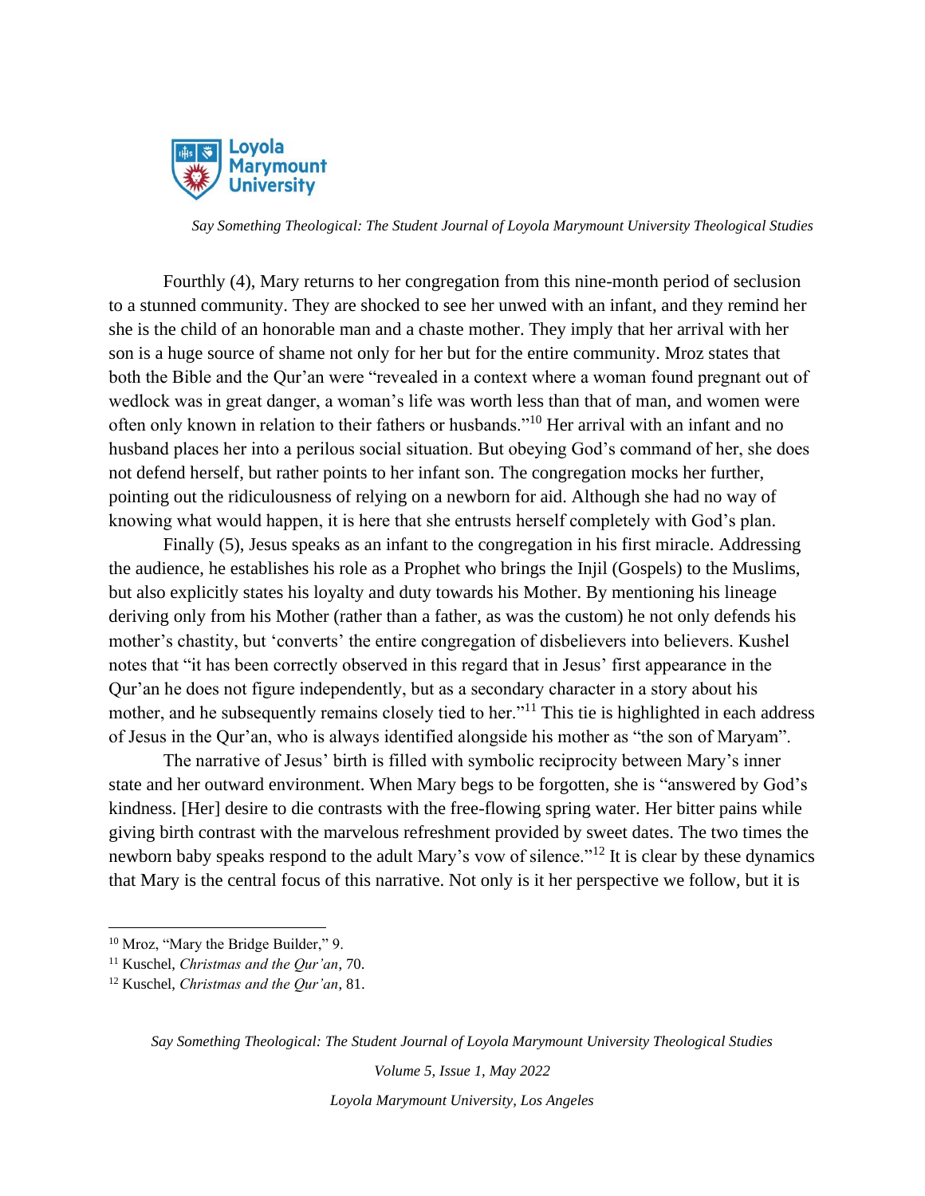Fourthly (4), Mary returns to her congregation from this nine-month period of seclusion to a stunned community. They are shocked to see her unwed with an infant, and they remind her she is the child of an honorable man and a chaste mother. They imply that her arrival with her son is a huge source of shame not only for her but for the entire community. Mroz states that both the Bible and the Qur'an were "revealed in a context where a woman found pregnant out of wedlock was in great danger, a woman's life was worth less than that of man, and women were often only known in relation to their fathers or husbands."[10] Her arrival with an infant and no husband places her into a perilous social situation. But obeying God's command of her, she does not defend herself, but rather points to her infant son. The congregation mocks her further, pointing out the ridiculousness of relying on a newborn for aid. Although she had no way of knowing what would happen, it is here that she entrusts herself completely with God's plan.

Finally (5), Jesus speaks as an infant to the congregation in his first miracle. Addressing the audience, he establishes his role as a Prophet who brings the Injil (Gospels) to the Muslims, but also explicitly states his loyalty and duty towards his Mother. By mentioning his lineage deriving only from his Mother (rather than a father, as was the custom) he not only defends his mother's chastity, but 'converts' the entire congregation of disbelievers into believers. Kushel notes that "it has been correctly observed in this regard that in Jesus' first appearance in the Qur'an he does not figure independently, but as a secondary character in a story about his mother, and he subsequently remains closely tied to her."[11] This tie is highlighted in each address of Jesus in the Qur'an, who is always identified alongside his mother as "the son of Maryam".

The narrative of Jesus' birth is filled with symbolic reciprocity between Mary's inner state and her outward environment. When Mary begs to be forgotten, she is "answered by God's kindness. [Her] desire to die contrasts with the free-flowing spring water. Her bitter pains while giving birth contrast with the marvelous refreshment provided by sweet dates. The two times the newborn baby speaks respond to the adult Mary's vow of silence."[12] It is clear by these dynamics that Mary is the central focus of this narrative. Not only is it her perspective we follow, but it is

---

[10] Mroz, "Mary the Bridge Builder," 9.

[11] Kuschel, *Christmas and the Qur'an*, 70.

[12] Kuschel, *Christmas and the Qur'an*, 81.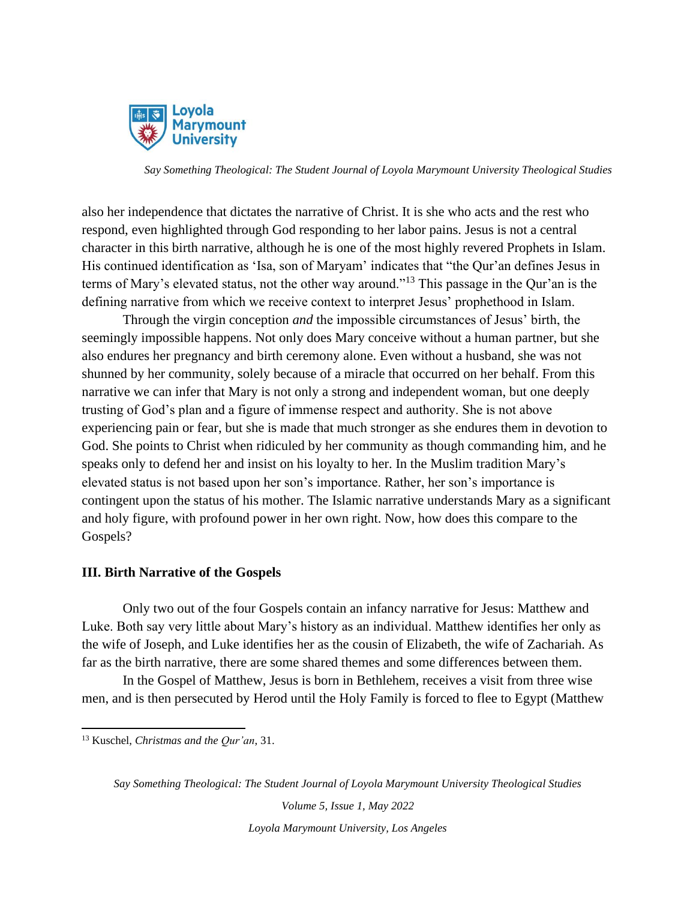also her independence that dictates the narrative of Christ. It is she who acts and the rest who respond, even highlighted through God responding to her labor pains. Jesus is not a central character in this birth narrative, although he is one of the most highly revered Prophets in Islam. His continued identification as 'Isa, son of Maryam' indicates that "the Qur'an defines Jesus in terms of Mary's elevated status, not the other way around."[13] This passage in the Qur'an is the defining narrative from which we receive context to interpret Jesus' prophethood in Islam.

Through the virgin conception *and* the impossible circumstances of Jesus' birth, the seemingly impossible happens. Not only does Mary conceive without a human partner, but she also endures her pregnancy and birth ceremony alone. Even without a husband, she was not shunned by her community, solely because of a miracle that occurred on her behalf. From this narrative we can infer that Mary is not only a strong and independent woman, but one deeply trusting of God's plan and a figure of immense respect and authority. She is not above experiencing pain or fear, but she is made that much stronger as she endures them in devotion to God. She points to Christ when ridiculed by her community as though commanding him, and he speaks only to defend her and insist on his loyalty to her. In the Muslim tradition Mary's elevated status is not based upon her son's importance. Rather, her son's importance is contingent upon the status of his mother. The Islamic narrative understands Mary as a significant and holy figure, with profound power in her own right. Now, how does this compare to the Gospels?

## III. Birth Narrative of the Gospels

Only two out of the four Gospels contain an infancy narrative for Jesus: Matthew and Luke. Both say very little about Mary's history as an individual. Matthew identifies her only as the wife of Joseph, and Luke identifies her as the cousin of Elizabeth, the wife of Zachariah. As far as the birth narrative, there are some shared themes and some differences between them.

In the Gospel of Matthew, Jesus is born in Bethlehem, receives a visit from three wise men, and is then persecuted by Herod until the Holy Family is forced to flee to Egypt (Matthew

[13] Kuschel, *Christmas and the Qur'an*, 31.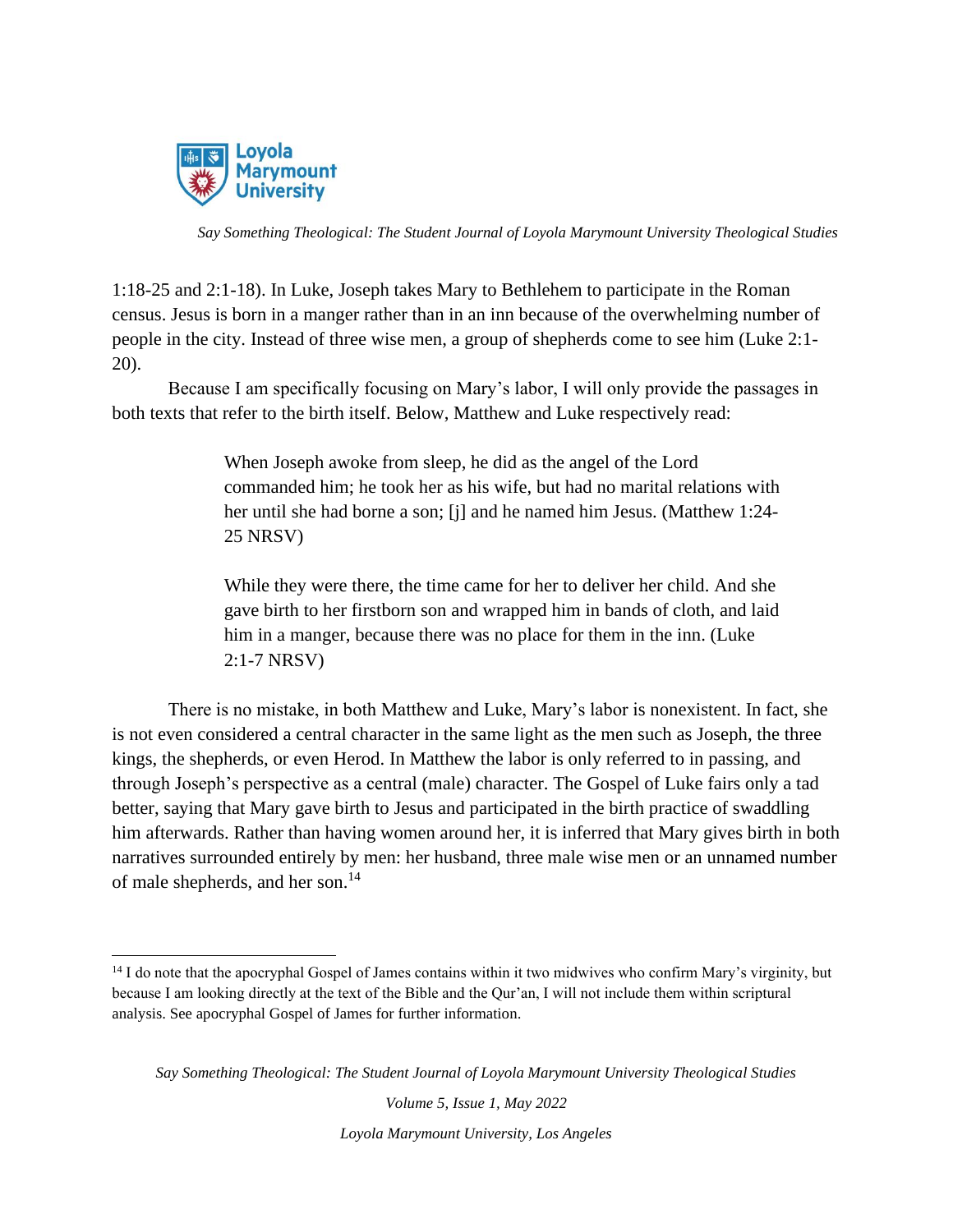1:18-25 and 2:1-18). In Luke, Joseph takes Mary to Bethlehem to participate in the Roman census. Jesus is born in a manger rather than in an inn because of the overwhelming number of people in the city. Instead of three wise men, a group of shepherds come to see him (Luke 2:1-20).

Because I am specifically focusing on Mary's labor, I will only provide the passages in both texts that refer to the birth itself. Below, Matthew and Luke respectively read:

> When Joseph awoke from sleep, he did as the angel of the Lord commanded him; he took her as his wife, but had no marital relations with her until she had borne a son; [j] and he named him Jesus. (Matthew 1:24-25 NRSV)

> While they were there, the time came for her to deliver her child. And she gave birth to her firstborn son and wrapped him in bands of cloth, and laid him in a manger, because there was no place for them in the inn. (Luke 2:1-7 NRSV)

There is no mistake, in both Matthew and Luke, Mary's labor is nonexistent. In fact, she is not even considered a central character in the same light as the men such as Joseph, the three kings, the shepherds, or even Herod. In Matthew the labor is only referred to in passing, and through Joseph's perspective as a central (male) character. The Gospel of Luke fairs only a tad better, saying that Mary gave birth to Jesus and participated in the birth practice of swaddling him afterwards. Rather than having women around her, it is inferred that Mary gives birth in both narratives surrounded entirely by men: her husband, three male wise men or an unnamed number of male shepherds, and her son.[14]

---

[14] I do note that the apocryphal Gospel of James contains within it two midwives who confirm Mary's virginity, but because I am looking directly at the text of the Bible and the Qur'an, I will not include them within scriptural analysis. See apocryphal Gospel of James for further information.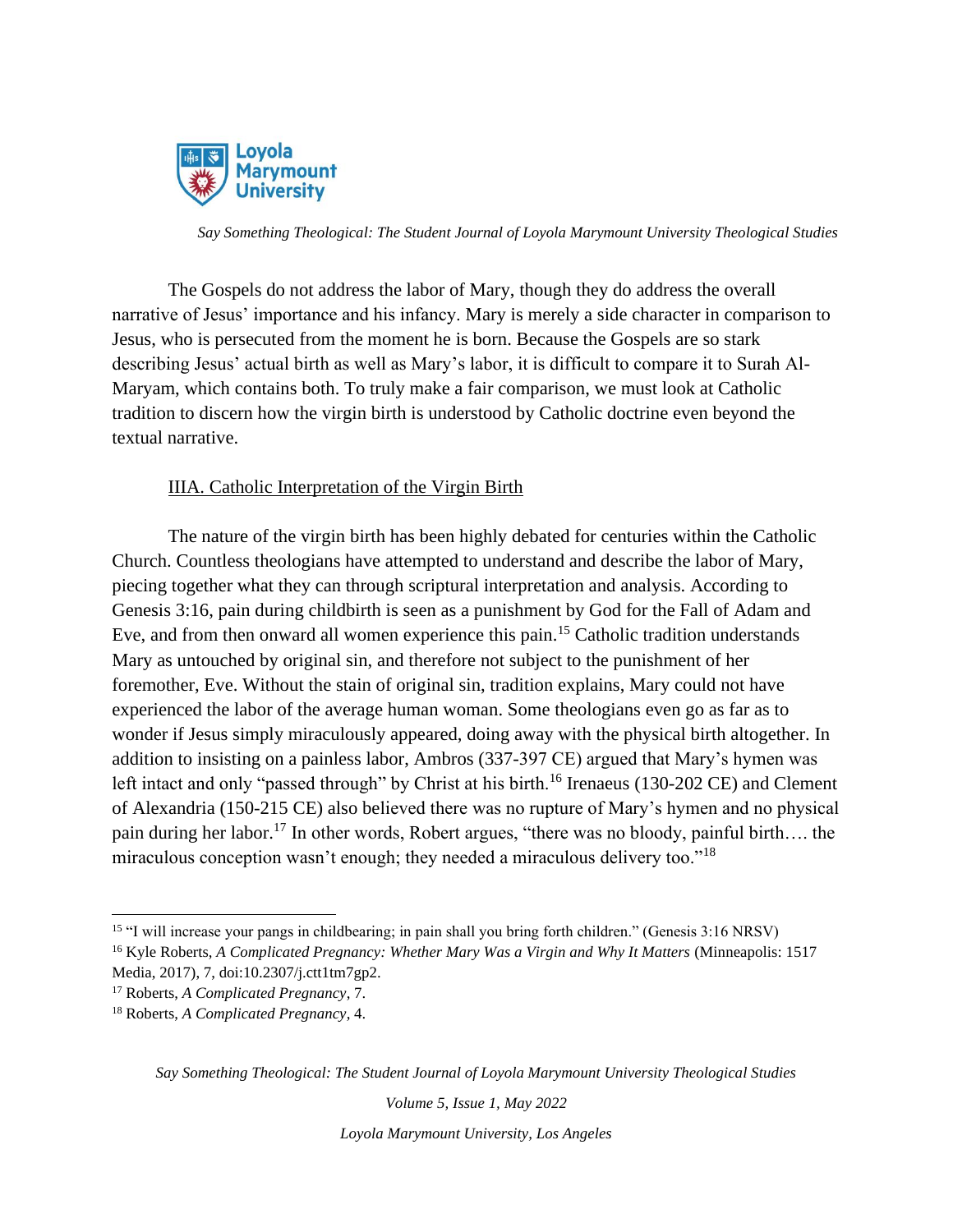The Gospels do not address the labor of Mary, though they do address the overall narrative of Jesus' importance and his infancy. Mary is merely a side character in comparison to Jesus, who is persecuted from the moment he is born. Because the Gospels are so stark describing Jesus' actual birth as well as Mary's labor, it is difficult to compare it to Surah Al-Maryam, which contains both. To truly make a fair comparison, we must look at Catholic tradition to discern how the virgin birth is understood by Catholic doctrine even beyond the textual narrative.

<u>IIIA. Catholic Interpretation of the Virgin Birth</u>

The nature of the virgin birth has been highly debated for centuries within the Catholic Church. Countless theologians have attempted to understand and describe the labor of Mary, piecing together what they can through scriptural interpretation and analysis. According to Genesis 3:16, pain during childbirth is seen as a punishment by God for the Fall of Adam and Eve, and from then onward all women experience this pain.[15] Catholic tradition understands Mary as untouched by original sin, and therefore not subject to the punishment of her foremother, Eve. Without the stain of original sin, tradition explains, Mary could not have experienced the labor of the average human woman. Some theologians even go as far as to wonder if Jesus simply miraculously appeared, doing away with the physical birth altogether. In addition to insisting on a painless labor, Ambros (337-397 CE) argued that Mary's hymen was left intact and only "passed through" by Christ at his birth.[16] Irenaeus (130-202 CE) and Clement of Alexandria (150-215 CE) also believed there was no rupture of Mary's hymen and no physical pain during her labor.[17] In other words, Robert argues, "there was no bloody, painful birth…. the miraculous conception wasn't enough; they needed a miraculous delivery too."[18]

---

[15] "I will increase your pangs in childbearing; in pain shall you bring forth children." (Genesis 3:16 NRSV)

[16] Kyle Roberts, *A Complicated Pregnancy: Whether Mary Was a Virgin and Why It Matters* (Minneapolis: 1517 Media, 2017), 7, doi:10.2307/j.ctt1tm7gp2.

[17] Roberts, *A Complicated Pregnancy*, 7.

[18] Roberts, *A Complicated Pregnancy*, 4.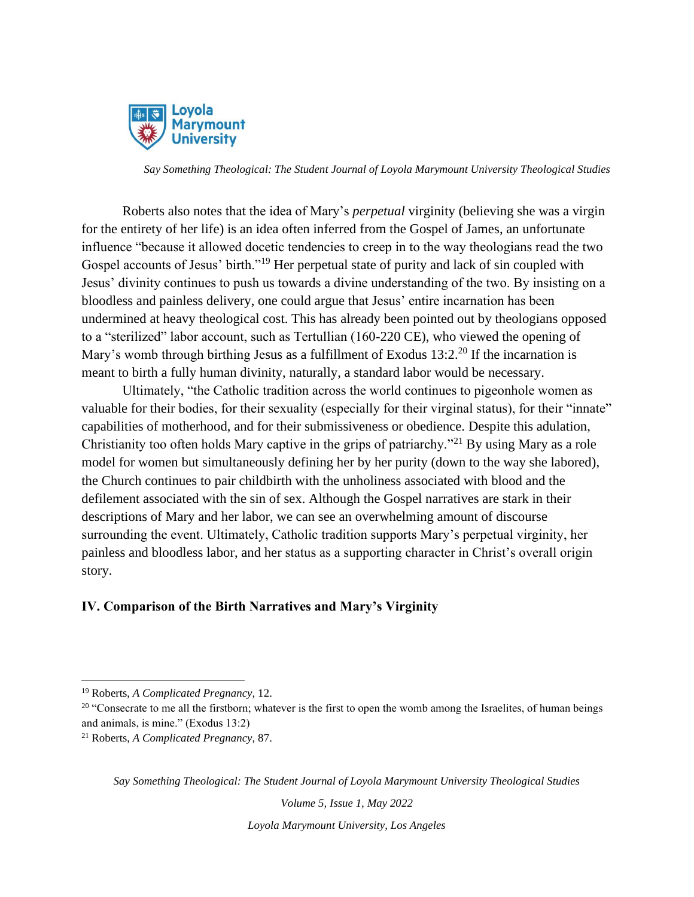Roberts also notes that the idea of Mary's *perpetual* virginity (believing she was a virgin for the entirety of her life) is an idea often inferred from the Gospel of James, an unfortunate influence "because it allowed docetic tendencies to creep in to the way theologians read the two Gospel accounts of Jesus' birth."[19] Her perpetual state of purity and lack of sin coupled with Jesus' divinity continues to push us towards a divine understanding of the two. By insisting on a bloodless and painless delivery, one could argue that Jesus' entire incarnation has been undermined at heavy theological cost. This has already been pointed out by theologians opposed to a "sterilized" labor account, such as Tertullian (160-220 CE), who viewed the opening of Mary's womb through birthing Jesus as a fulfillment of Exodus 13:2.[20] If the incarnation is meant to birth a fully human divinity, naturally, a standard labor would be necessary.

Ultimately, "the Catholic tradition across the world continues to pigeonhole women as valuable for their bodies, for their sexuality (especially for their virginal status), for their "innate" capabilities of motherhood, and for their submissiveness or obedience. Despite this adulation, Christianity too often holds Mary captive in the grips of patriarchy."[21] By using Mary as a role model for women but simultaneously defining her by her purity (down to the way she labored), the Church continues to pair childbirth with the unholiness associated with blood and the defilement associated with the sin of sex. Although the Gospel narratives are stark in their descriptions of Mary and her labor, we can see an overwhelming amount of discourse surrounding the event. Ultimately, Catholic tradition supports Mary's perpetual virginity, her painless and bloodless labor, and her status as a supporting character in Christ's overall origin story.

## IV. Comparison of the Birth Narratives and Mary's Virginity

---

[19] Roberts, *A Complicated Pregnancy,* 12.

[20] "Consecrate to me all the firstborn; whatever is the first to open the womb among the Israelites, of human beings and animals, is mine." (Exodus 13:2)

[21] Roberts, *A Complicated Pregnancy,* 87.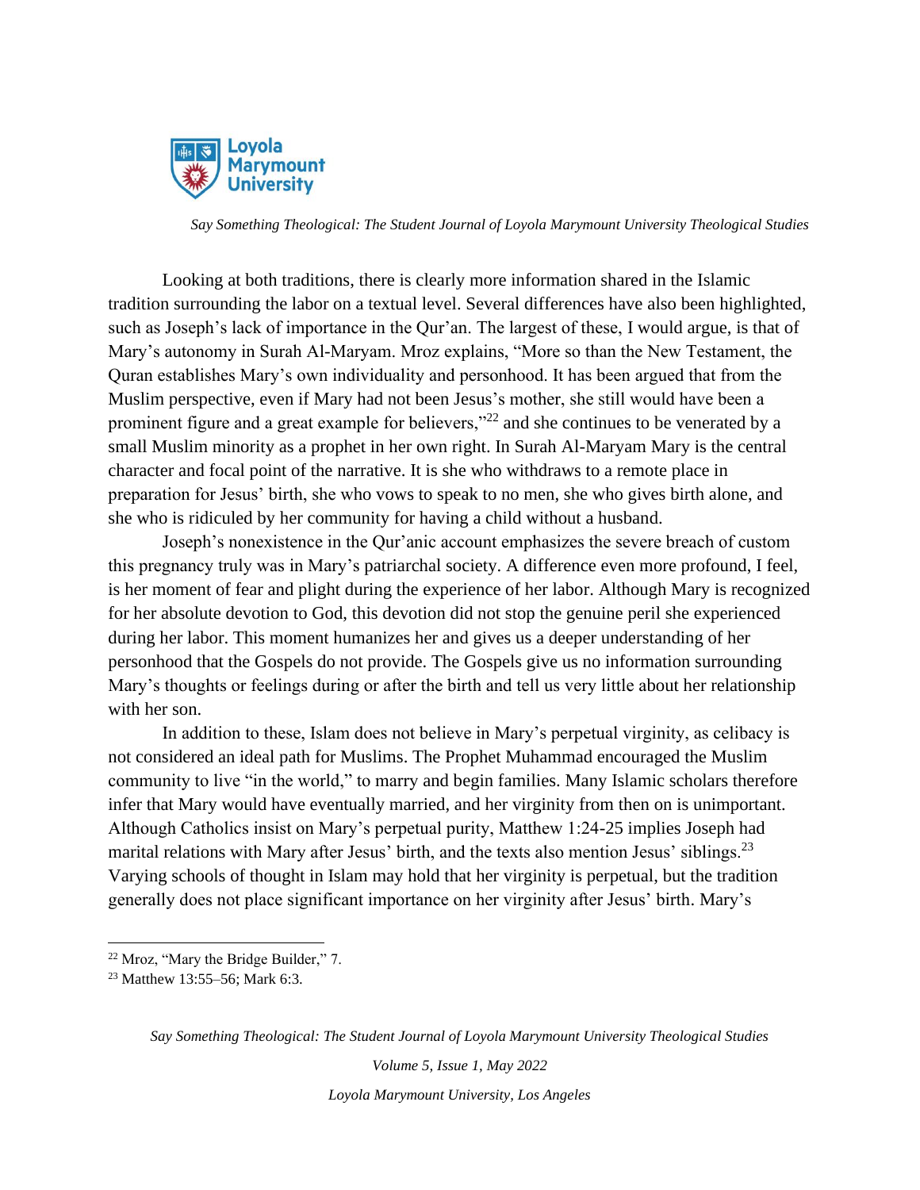Looking at both traditions, there is clearly more information shared in the Islamic tradition surrounding the labor on a textual level. Several differences have also been highlighted, such as Joseph's lack of importance in the Qur'an. The largest of these, I would argue, is that of Mary's autonomy in Surah Al-Maryam. Mroz explains, "More so than the New Testament, the Quran establishes Mary's own individuality and personhood. It has been argued that from the Muslim perspective, even if Mary had not been Jesus's mother, she still would have been a prominent figure and a great example for believers,"[22] and she continues to be venerated by a small Muslim minority as a prophet in her own right. In Surah Al-Maryam Mary is the central character and focal point of the narrative. It is she who withdraws to a remote place in preparation for Jesus' birth, she who vows to speak to no men, she who gives birth alone, and she who is ridiculed by her community for having a child without a husband.

Joseph's nonexistence in the Qur'anic account emphasizes the severe breach of custom this pregnancy truly was in Mary's patriarchal society. A difference even more profound, I feel, is her moment of fear and plight during the experience of her labor. Although Mary is recognized for her absolute devotion to God, this devotion did not stop the genuine peril she experienced during her labor. This moment humanizes her and gives us a deeper understanding of her personhood that the Gospels do not provide. The Gospels give us no information surrounding Mary's thoughts or feelings during or after the birth and tell us very little about her relationship with her son.

In addition to these, Islam does not believe in Mary's perpetual virginity, as celibacy is not considered an ideal path for Muslims. The Prophet Muhammad encouraged the Muslim community to live "in the world," to marry and begin families. Many Islamic scholars therefore infer that Mary would have eventually married, and her virginity from then on is unimportant. Although Catholics insist on Mary's perpetual purity, Matthew 1:24-25 implies Joseph had marital relations with Mary after Jesus' birth, and the texts also mention Jesus' siblings.[23] Varying schools of thought in Islam may hold that her virginity is perpetual, but the tradition generally does not place significant importance on her virginity after Jesus' birth. Mary's

---

[22] Mroz, "Mary the Bridge Builder," 7.

[23] Matthew 13:55–56; Mark 6:3.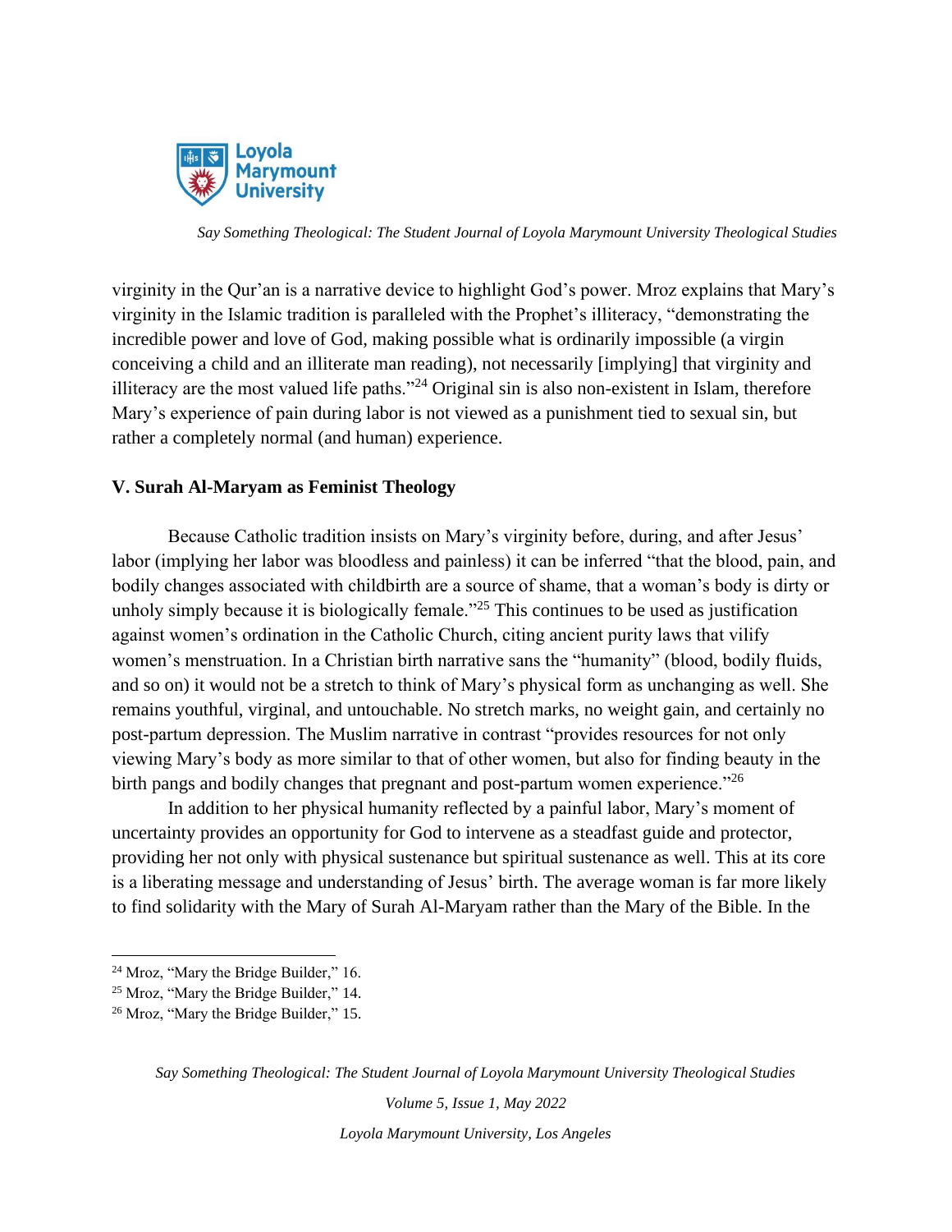virginity in the Qur'an is a narrative device to highlight God's power. Mroz explains that Mary's virginity in the Islamic tradition is paralleled with the Prophet's illiteracy, "demonstrating the incredible power and love of God, making possible what is ordinarily impossible (a virgin conceiving a child and an illiterate man reading), not necessarily [implying] that virginity and illiteracy are the most valued life paths."[24] Original sin is also non-existent in Islam, therefore Mary's experience of pain during labor is not viewed as a punishment tied to sexual sin, but rather a completely normal (and human) experience.

### V. Surah Al-Maryam as Feminist Theology

Because Catholic tradition insists on Mary's virginity before, during, and after Jesus' labor (implying her labor was bloodless and painless) it can be inferred "that the blood, pain, and bodily changes associated with childbirth are a source of shame, that a woman's body is dirty or unholy simply because it is biologically female."[25] This continues to be used as justification against women's ordination in the Catholic Church, citing ancient purity laws that vilify women's menstruation. In a Christian birth narrative sans the "humanity" (blood, bodily fluids, and so on) it would not be a stretch to think of Mary's physical form as unchanging as well. She remains youthful, virginal, and untouchable. No stretch marks, no weight gain, and certainly no post-partum depression. The Muslim narrative in contrast "provides resources for not only viewing Mary's body as more similar to that of other women, but also for finding beauty in the birth pangs and bodily changes that pregnant and post-partum women experience."[26]

In addition to her physical humanity reflected by a painful labor, Mary's moment of uncertainty provides an opportunity for God to intervene as a steadfast guide and protector, providing her not only with physical sustenance but spiritual sustenance as well. This at its core is a liberating message and understanding of Jesus' birth. The average woman is far more likely to find solidarity with the Mary of Surah Al-Maryam rather than the Mary of the Bible. In the

[24] Mroz, "Mary the Bridge Builder," 16.

[25] Mroz, "Mary the Bridge Builder," 14.

[26] Mroz, "Mary the Bridge Builder," 15.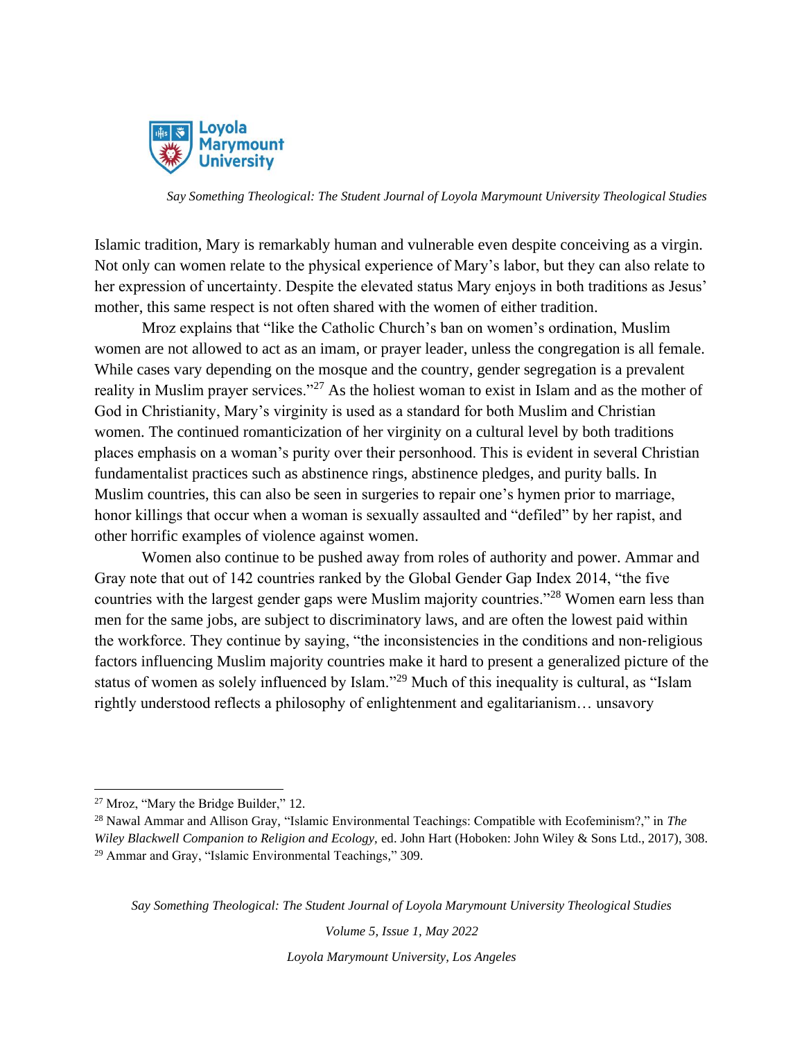Islamic tradition, Mary is remarkably human and vulnerable even despite conceiving as a virgin. Not only can women relate to the physical experience of Mary's labor, but they can also relate to her expression of uncertainty. Despite the elevated status Mary enjoys in both traditions as Jesus' mother, this same respect is not often shared with the women of either tradition.

Mroz explains that "like the Catholic Church's ban on women's ordination, Muslim women are not allowed to act as an imam, or prayer leader, unless the congregation is all female. While cases vary depending on the mosque and the country, gender segregation is a prevalent reality in Muslim prayer services."[27] As the holiest woman to exist in Islam and as the mother of God in Christianity, Mary's virginity is used as a standard for both Muslim and Christian women. The continued romanticization of her virginity on a cultural level by both traditions places emphasis on a woman's purity over their personhood. This is evident in several Christian fundamentalist practices such as abstinence rings, abstinence pledges, and purity balls. In Muslim countries, this can also be seen in surgeries to repair one's hymen prior to marriage, honor killings that occur when a woman is sexually assaulted and "defiled" by her rapist, and other horrific examples of violence against women.

Women also continue to be pushed away from roles of authority and power. Ammar and Gray note that out of 142 countries ranked by the Global Gender Gap Index 2014, "the five countries with the largest gender gaps were Muslim majority countries."[28] Women earn less than men for the same jobs, are subject to discriminatory laws, and are often the lowest paid within the workforce. They continue by saying, "the inconsistencies in the conditions and non-religious factors influencing Muslim majority countries make it hard to present a generalized picture of the status of women as solely influenced by Islam."[29] Much of this inequality is cultural, as "Islam rightly understood reflects a philosophy of enlightenment and egalitarianism… unsavory

---

[27] Mroz, "Mary the Bridge Builder," 12.

[28] Nawal Ammar and Allison Gray, "Islamic Environmental Teachings: Compatible with Ecofeminism?," in *The Wiley Blackwell Companion to Religion and Ecology,* ed. John Hart (Hoboken: John Wiley & Sons Ltd., 2017), 308.

[29] Ammar and Gray, "Islamic Environmental Teachings," 309.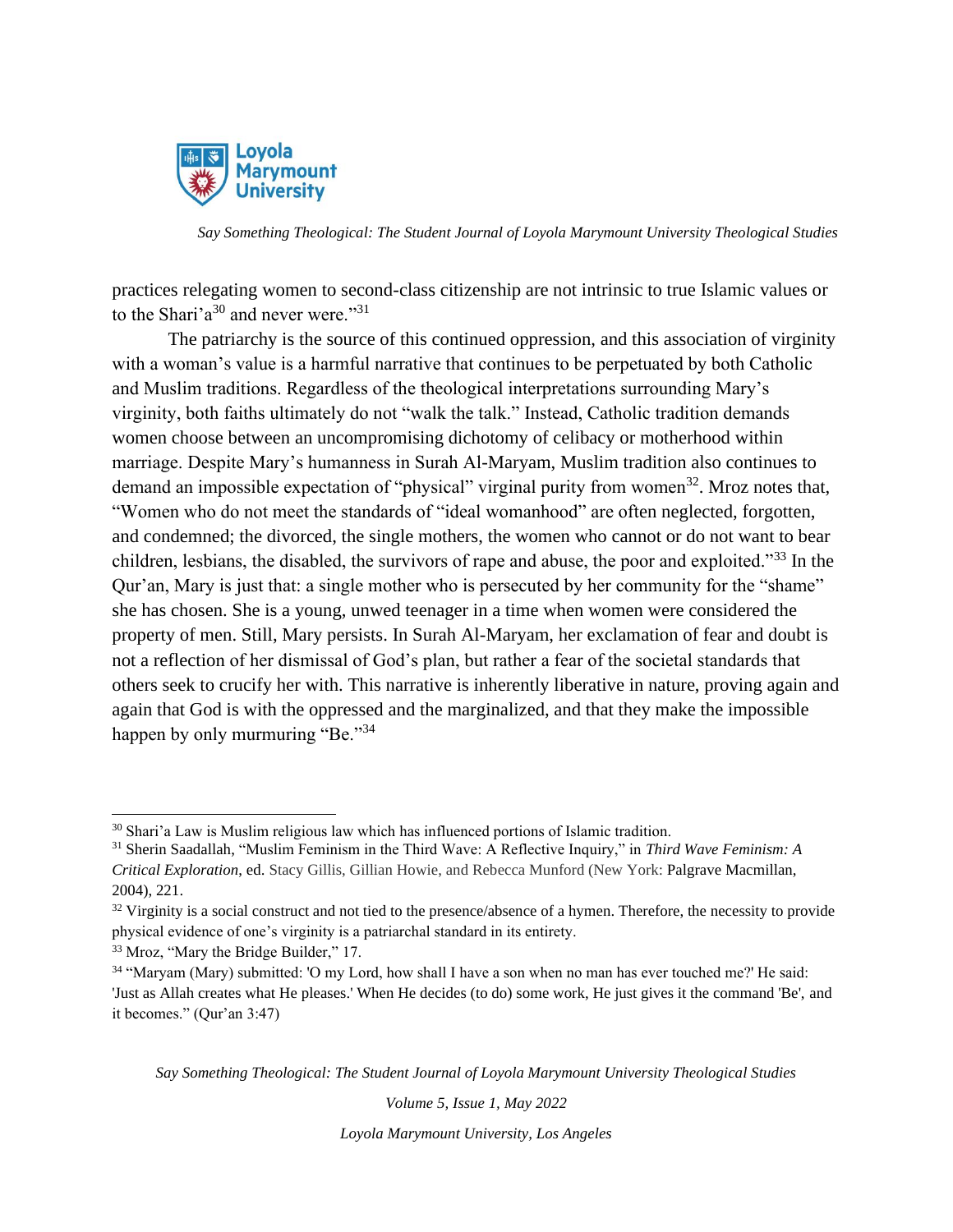practices relegating women to second-class citizenship are not intrinsic to true Islamic values or to the Shari'a[30] and never were."[31]

The patriarchy is the source of this continued oppression, and this association of virginity with a woman's value is a harmful narrative that continues to be perpetuated by both Catholic and Muslim traditions. Regardless of the theological interpretations surrounding Mary's virginity, both faiths ultimately do not "walk the talk." Instead, Catholic tradition demands women choose between an uncompromising dichotomy of celibacy or motherhood within marriage. Despite Mary's humanness in Surah Al-Maryam, Muslim tradition also continues to demand an impossible expectation of "physical" virginal purity from women[32]. Mroz notes that, "Women who do not meet the standards of "ideal womanhood" are often neglected, forgotten, and condemned; the divorced, the single mothers, the women who cannot or do not want to bear children, lesbians, the disabled, the survivors of rape and abuse, the poor and exploited."[33] In the Qur'an, Mary is just that: a single mother who is persecuted by her community for the "shame" she has chosen. She is a young, unwed teenager in a time when women were considered the property of men. Still, Mary persists. In Surah Al-Maryam, her exclamation of fear and doubt is not a reflection of her dismissal of God's plan, but rather a fear of the societal standards that others seek to crucify her with. This narrative is inherently liberative in nature, proving again and again that God is with the oppressed and the marginalized, and that they make the impossible happen by only murmuring "Be."[34]

---

[30] Shari'a Law is Muslim religious law which has influenced portions of Islamic tradition.

[31] Sherin Saadallah, "Muslim Feminism in the Third Wave: A Reflective Inquiry," in *Third Wave Feminism: A Critical Exploration*, ed. Stacy Gillis, Gillian Howie, and Rebecca Munford (New York: Palgrave Macmillan, 2004), 221.

[32] Virginity is a social construct and not tied to the presence/absence of a hymen. Therefore, the necessity to provide physical evidence of one's virginity is a patriarchal standard in its entirety.

[33] Mroz, "Mary the Bridge Builder," 17.

[34] "Maryam (Mary) submitted: 'O my Lord, how shall I have a son when no man has ever touched me?' He said: 'Just as Allah creates what He pleases.' When He decides (to do) some work, He just gives it the command 'Be', and it becomes." (Qur'an 3:47)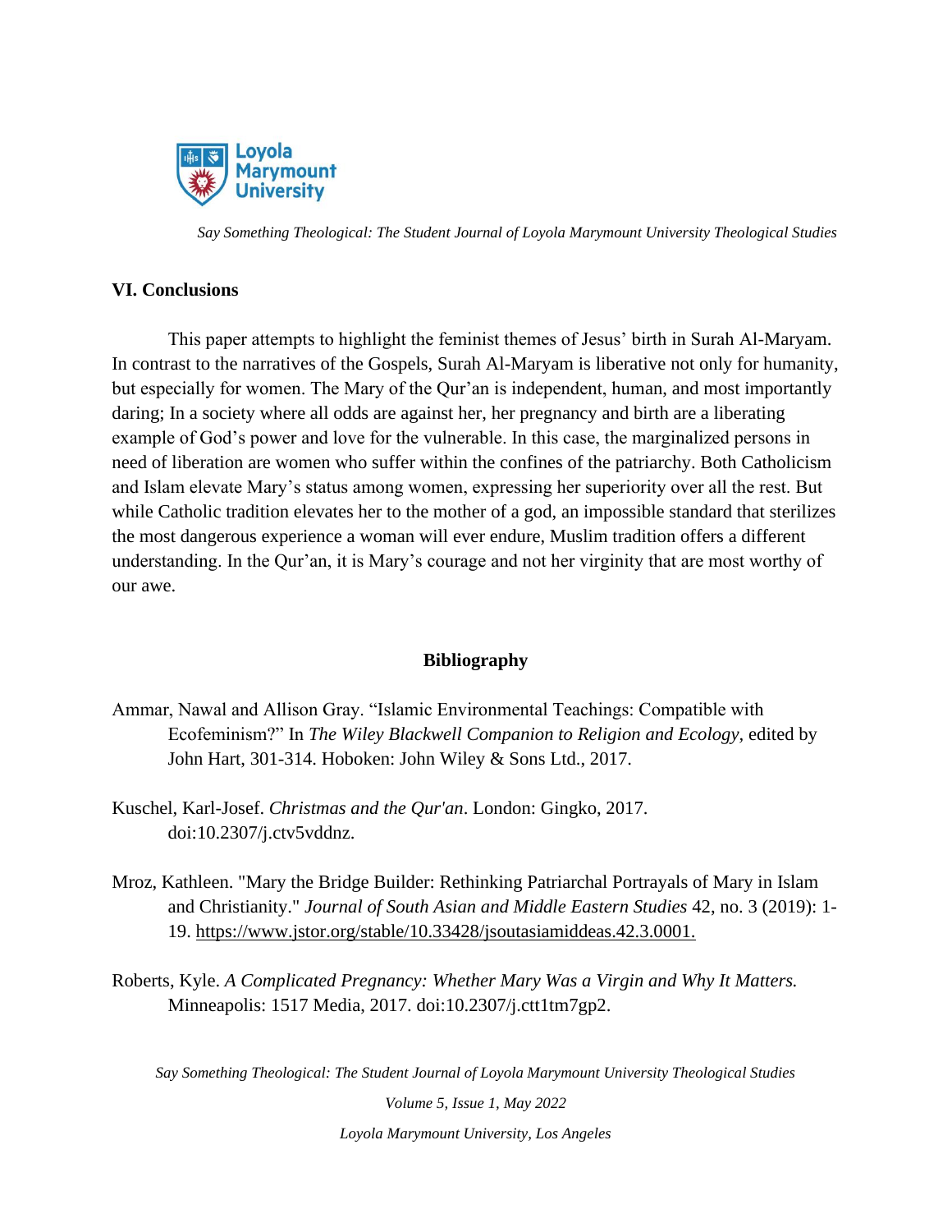## VI. Conclusions

This paper attempts to highlight the feminist themes of Jesus' birth in Surah Al-Maryam. In contrast to the narratives of the Gospels, Surah Al-Maryam is liberative not only for humanity, but especially for women. The Mary of the Qur'an is independent, human, and most importantly daring; In a society where all odds are against her, her pregnancy and birth are a liberating example of God's power and love for the vulnerable. In this case, the marginalized persons in need of liberation are women who suffer within the confines of the patriarchy. Both Catholicism and Islam elevate Mary's status among women, expressing her superiority over all the rest. But while Catholic tradition elevates her to the mother of a god, an impossible standard that sterilizes the most dangerous experience a woman will ever endure, Muslim tradition offers a different understanding. In the Qur'an, it is Mary's courage and not her virginity that are most worthy of our awe.

## Bibliography

Ammar, Nawal and Allison Gray. "Islamic Environmental Teachings: Compatible with Ecofeminism?" In *The Wiley Blackwell Companion to Religion and Ecology*, edited by John Hart, 301-314. Hoboken: John Wiley & Sons Ltd., 2017.

Kuschel, Karl-Josef. *Christmas and the Qur'an*. London: Gingko, 2017. doi:10.2307/j.ctv5vddnz.

Mroz, Kathleen. "Mary the Bridge Builder: Rethinking Patriarchal Portrayals of Mary in Islam and Christianity." *Journal of South Asian and Middle Eastern Studies* 42, no. 3 (2019): 1-19. https://www.jstor.org/stable/10.33428/jsoutasiamiddeas.42.3.0001.

Roberts, Kyle. *A Complicated Pregnancy: Whether Mary Was a Virgin and Why It Matters.* Minneapolis: 1517 Media, 2017. doi:10.2307/j.ctt1tm7gp2.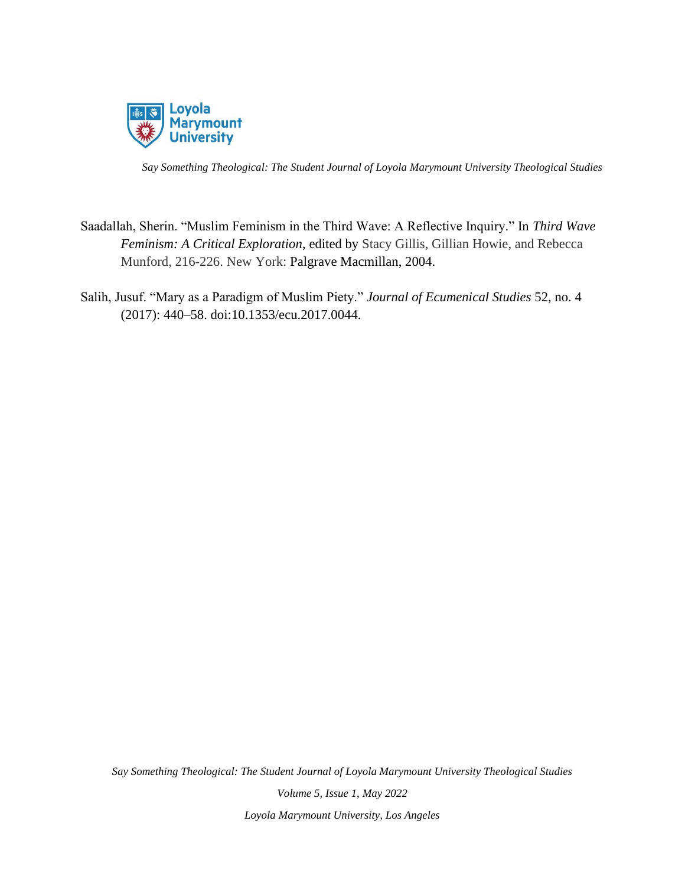Saadallah, Sherin. "Muslim Feminism in the Third Wave: A Reflective Inquiry." In *Third Wave Feminism: A Critical Exploration*, edited by Stacy Gillis, Gillian Howie, and Rebecca Munford, 216-226. New York: Palgrave Macmillan, 2004.

Salih, Jusuf. "Mary as a Paradigm of Muslim Piety." *Journal of Ecumenical Studies* 52, no. 4 (2017): 440–58. doi:10.1353/ecu.2017.0044.